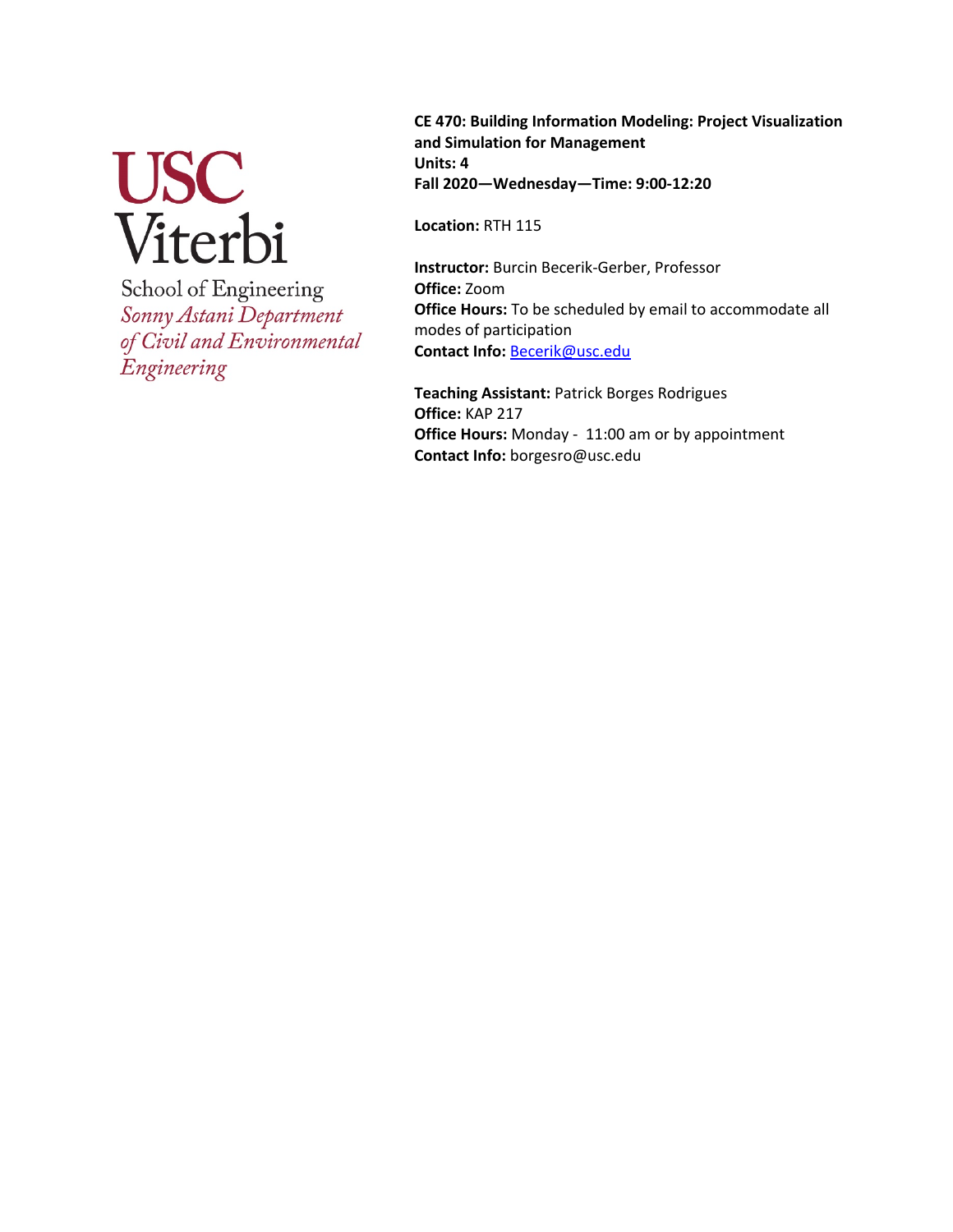USC Viterbi

School of Engineering

*Sonny Astani Department of Civil and Environmental Engineering*

**CE 470: Building Information Modeling: Project Visualization and Simulation for Management**
**Units: 4**
**Fall 2020—Wednesday—Time: 9:00-12:20**

**Location:** RTH 115

**Instructor:** Burcin Becerik-Gerber, Professor
**Office:** Zoom
**Office Hours:** To be scheduled by email to accommodate all modes of participation
**Contact Info:** Becerik@usc.edu

**Teaching Assistant:** Patrick Borges Rodrigues
**Office:** KAP 217
**Office Hours:** Monday - 11:00 am or by appointment
**Contact Info:** borgesro@usc.edu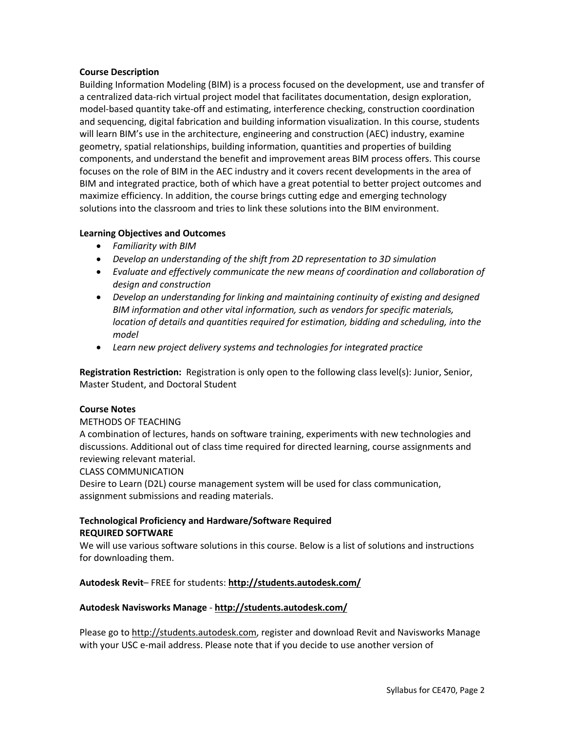**Course Description**

Building Information Modeling (BIM) is a process focused on the development, use and transfer of a centralized data-rich virtual project model that facilitates documentation, design exploration, model-based quantity take-off and estimating, interference checking, construction coordination and sequencing, digital fabrication and building information visualization. In this course, students will learn BIM's use in the architecture, engineering and construction (AEC) industry, examine geometry, spatial relationships, building information, quantities and properties of building components, and understand the benefit and improvement areas BIM process offers. This course focuses on the role of BIM in the AEC industry and it covers recent developments in the area of BIM and integrated practice, both of which have a great potential to better project outcomes and maximize efficiency. In addition, the course brings cutting edge and emerging technology solutions into the classroom and tries to link these solutions into the BIM environment.

**Learning Objectives and Outcomes**

- *Familiarity with BIM*
- *Develop an understanding of the shift from 2D representation to 3D simulation*
- *Evaluate and effectively communicate the new means of coordination and collaboration of design and construction*
- *Develop an understanding for linking and maintaining continuity of existing and designed BIM information and other vital information, such as vendors for specific materials, location of details and quantities required for estimation, bidding and scheduling, into the model*
- *Learn new project delivery systems and technologies for integrated practice*

**Registration Restriction:** Registration is only open to the following class level(s): Junior, Senior, Master Student, and Doctoral Student

**Course Notes**

METHODS OF TEACHING

A combination of lectures, hands on software training, experiments with new technologies and discussions. Additional out of class time required for directed learning, course assignments and reviewing relevant material.

CLASS COMMUNICATION

Desire to Learn (D2L) course management system will be used for class communication, assignment submissions and reading materials.

**Technological Proficiency and Hardware/Software Required**

**REQUIRED SOFTWARE**

We will use various software solutions in this course. Below is a list of solutions and instructions for downloading them.

**Autodesk Revit**– FREE for students: **http://students.autodesk.com/**

**Autodesk Navisworks Manage** - **http://students.autodesk.com/**

Please go to http://students.autodesk.com, register and download Revit and Navisworks Manage with your USC e-mail address. Please note that if you decide to use another version of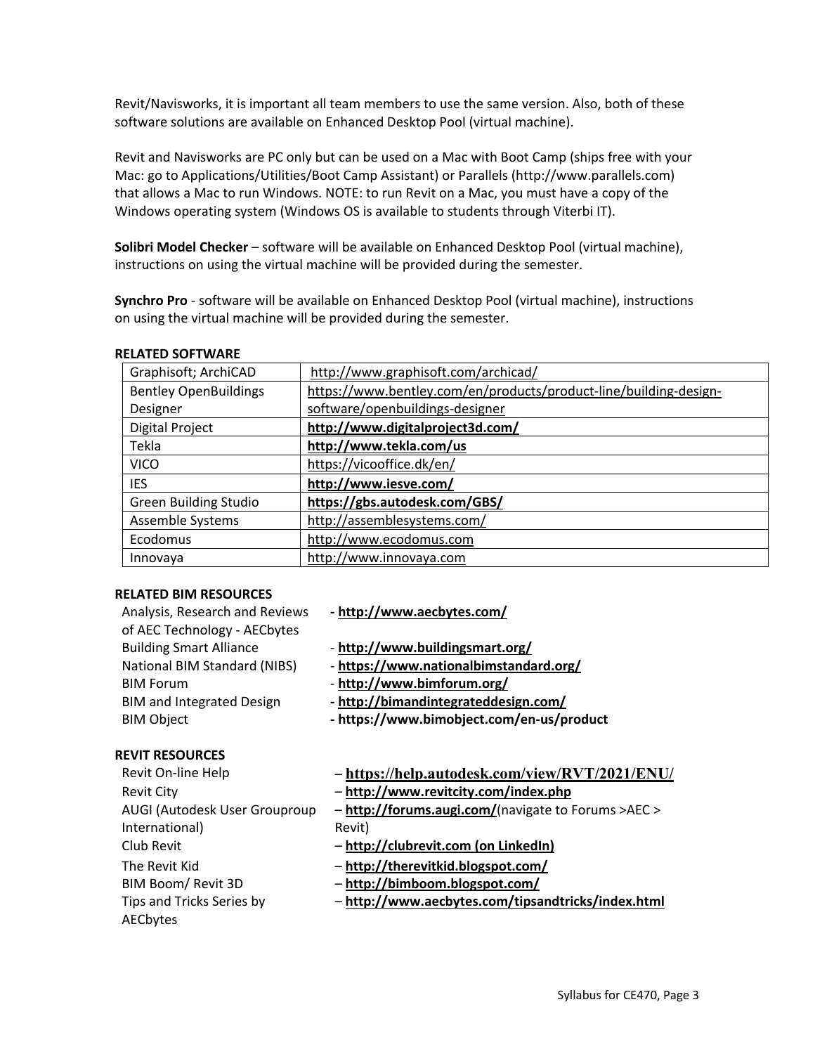Revit/Navisworks, it is important all team members to use the same version. Also, both of these software solutions are available on Enhanced Desktop Pool (virtual machine).

Revit and Navisworks are PC only but can be used on a Mac with Boot Camp (ships free with your Mac: go to Applications/Utilities/Boot Camp Assistant) or Parallels (http://www.parallels.com) that allows a Mac to run Windows. NOTE: to run Revit on a Mac, you must have a copy of the Windows operating system (Windows OS is available to students through Viterbi IT).

**Solibri Model Checker** – software will be available on Enhanced Desktop Pool (virtual machine), instructions on using the virtual machine will be provided during the semester.

**Synchro Pro** - software will be available on Enhanced Desktop Pool (virtual machine), instructions on using the virtual machine will be provided during the semester.

**RELATED SOFTWARE**

| | |
|---|---|
| Graphisoft; ArchiCAD | http://www.graphisoft.com/archicad/ |
| Bentley OpenBuildings Designer | https://www.bentley.com/en/products/product-line/building-design-software/openbuildings-designer |
| Digital Project | **http://www.digitalproject3d.com/** |
| Tekla | **http://www.tekla.com/us** |
| VICO | https://vicooffice.dk/en/ |
| IES | **http://www.iesve.com/** |
| Green Building Studio | **https://gbs.autodesk.com/GBS/** |
| Assemble Systems | http://assemblesystems.com/ |
| Ecodomus | http://www.ecodomus.com |
| Innovaya | http://www.innovaya.com |

**RELATED BIM RESOURCES**

- Analysis, Research and Reviews of AEC Technology - AECbytes **- http://www.aecbytes.com/**
- Building Smart Alliance - **http://www.buildingsmart.org/**
- National BIM Standard (NIBS) - **https://www.nationalbimstandard.org/**
- BIM Forum - **http://www.bimforum.org/**
- BIM and Integrated Design **- http://bimandintegrateddesign.com/**
- BIM Object **- https://www.bimobject.com/en-us/product**

**REVIT RESOURCES**

- Revit On-line Help – **https://help.autodesk.com/view/RVT/2021/ENU/**
- Revit City – **http://www.revitcity.com/index.php**
- AUGI (Autodesk User Grouproup International) – **http://forums.augi.com/**(navigate to Forums >AEC > Revit)
- Club Revit – **http://clubrevit.com (on LinkedIn)**
- The Revit Kid – **http://therevitkid.blogspot.com/**
- BIM Boom/ Revit 3D – **http://bimboom.blogspot.com/**
- Tips and Tricks Series by AECbytes – **http://www.aecbytes.com/tipsandtricks/index.html**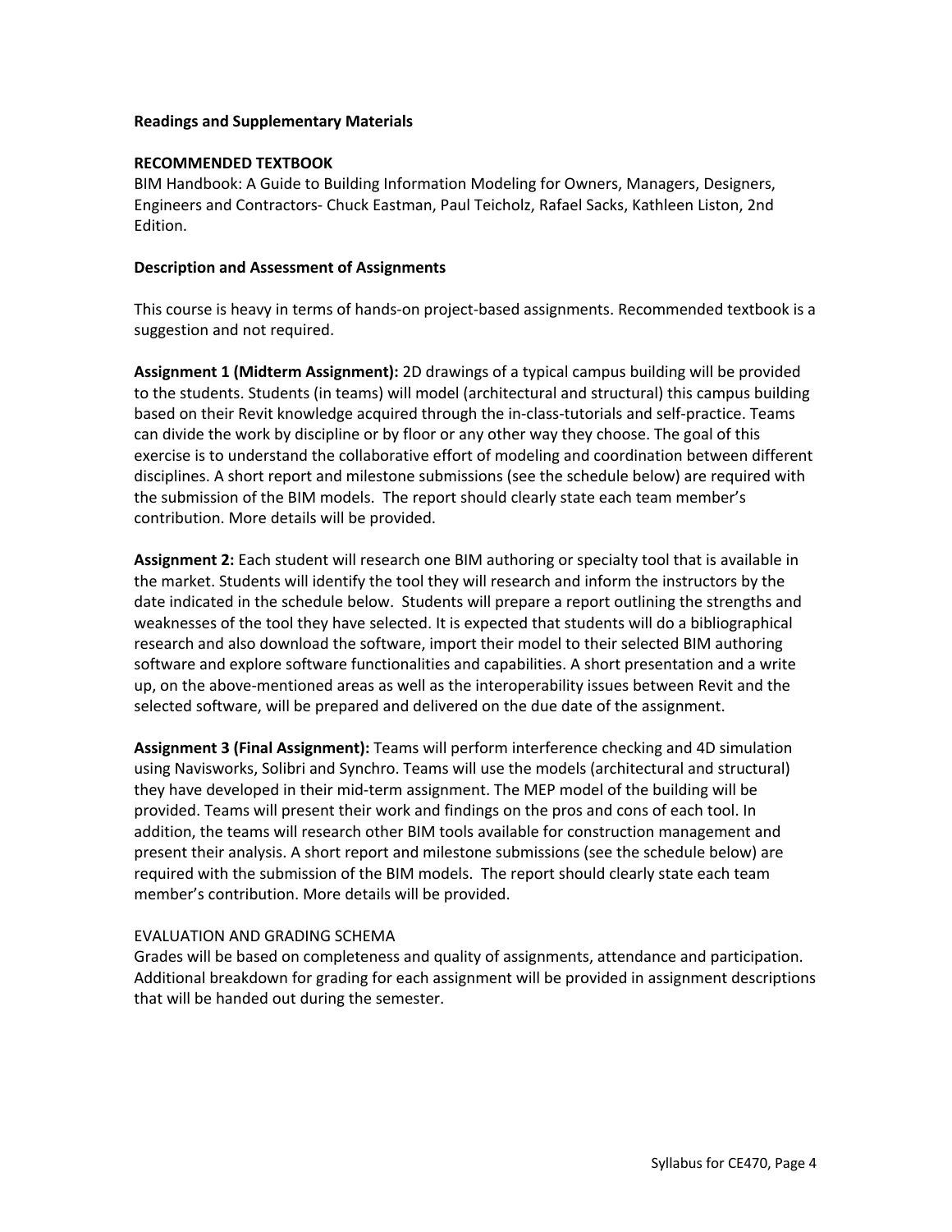### Readings and Supplementary Materials

**RECOMMENDED TEXTBOOK**

BIM Handbook: A Guide to Building Information Modeling for Owners, Managers, Designers, Engineers and Contractors- Chuck Eastman, Paul Teicholz, Rafael Sacks, Kathleen Liston, 2nd Edition.

### Description and Assessment of Assignments

This course is heavy in terms of hands-on project-based assignments. Recommended textbook is a suggestion and not required.

**Assignment 1 (Midterm Assignment):** 2D drawings of a typical campus building will be provided to the students. Students (in teams) will model (architectural and structural) this campus building based on their Revit knowledge acquired through the in-class-tutorials and self-practice. Teams can divide the work by discipline or by floor or any other way they choose. The goal of this exercise is to understand the collaborative effort of modeling and coordination between different disciplines. A short report and milestone submissions (see the schedule below) are required with the submission of the BIM models. The report should clearly state each team member's contribution. More details will be provided.

**Assignment 2:** Each student will research one BIM authoring or specialty tool that is available in the market. Students will identify the tool they will research and inform the instructors by the date indicated in the schedule below. Students will prepare a report outlining the strengths and weaknesses of the tool they have selected. It is expected that students will do a bibliographical research and also download the software, import their model to their selected BIM authoring software and explore software functionalities and capabilities. A short presentation and a write up, on the above-mentioned areas as well as the interoperability issues between Revit and the selected software, will be prepared and delivered on the due date of the assignment.

**Assignment 3 (Final Assignment):** Teams will perform interference checking and 4D simulation using Navisworks, Solibri and Synchro. Teams will use the models (architectural and structural) they have developed in their mid-term assignment. The MEP model of the building will be provided. Teams will present their work and findings on the pros and cons of each tool. In addition, the teams will research other BIM tools available for construction management and present their analysis. A short report and milestone submissions (see the schedule below) are required with the submission of the BIM models. The report should clearly state each team member's contribution. More details will be provided.

EVALUATION AND GRADING SCHEMA

Grades will be based on completeness and quality of assignments, attendance and participation. Additional breakdown for grading for each assignment will be provided in assignment descriptions that will be handed out during the semester.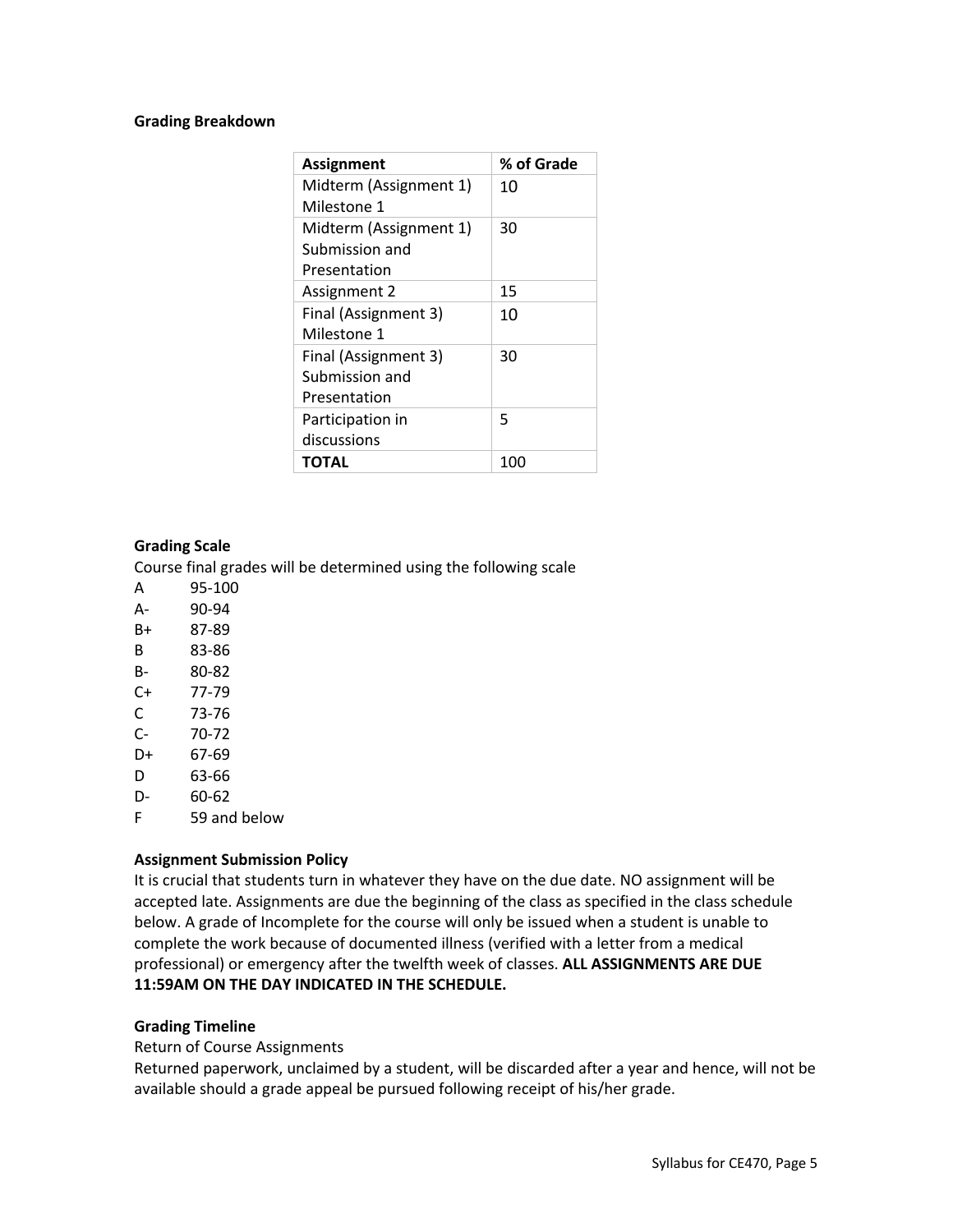**Grading Breakdown**

| Assignment | % of Grade |
|---|---|
| Midterm (Assignment 1) Milestone 1 | 10 |
| Midterm (Assignment 1) Submission and Presentation | 30 |
| Assignment 2 | 15 |
| Final (Assignment 3) Milestone 1 | 10 |
| Final (Assignment 3) Submission and Presentation | 30 |
| Participation in discussions | 5 |
| **TOTAL** | 100 |

**Grading Scale**

Course final grades will be determined using the following scale

A 95-100
A- 90-94
B+ 87-89
B 83-86
B- 80-82
C+ 77-79
C 73-76
C- 70-72
D+ 67-69
D 63-66
D- 60-62
F 59 and below

**Assignment Submission Policy**

It is crucial that students turn in whatever they have on the due date. NO assignment will be accepted late. Assignments are due the beginning of the class as specified in the class schedule below. A grade of Incomplete for the course will only be issued when a student is unable to complete the work because of documented illness (verified with a letter from a medical professional) or emergency after the twelfth week of classes. **ALL ASSIGNMENTS ARE DUE 11:59AM ON THE DAY INDICATED IN THE SCHEDULE.**

**Grading Timeline**

Return of Course Assignments

Returned paperwork, unclaimed by a student, will be discarded after a year and hence, will not be available should a grade appeal be pursued following receipt of his/her grade.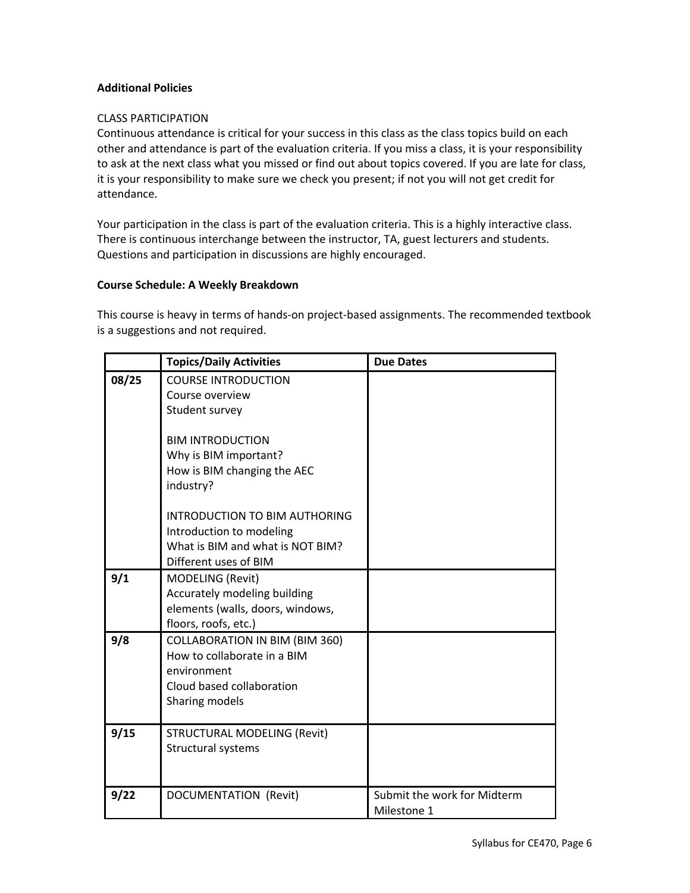**Additional Policies**

CLASS PARTICIPATION

Continuous attendance is critical for your success in this class as the class topics build on each other and attendance is part of the evaluation criteria. If you miss a class, it is your responsibility to ask at the next class what you missed or find out about topics covered. If you are late for class, it is your responsibility to make sure we check you present; if not you will not get credit for attendance.

Your participation in the class is part of the evaluation criteria. This is a highly interactive class. There is continuous interchange between the instructor, TA, guest lecturers and students. Questions and participation in discussions are highly encouraged.

**Course Schedule: A Weekly Breakdown**

This course is heavy in terms of hands-on project-based assignments. The recommended textbook is a suggestions and not required.

| | **Topics/Daily Activities** | **Due Dates** |
|---|---|---|
| **08/25** | COURSE INTRODUCTION<br>Course overview<br>Student survey<br><br>BIM INTRODUCTION<br>Why is BIM important?<br>How is BIM changing the AEC industry?<br><br>INTRODUCTION TO BIM AUTHORING<br>Introduction to modeling<br>What is BIM and what is NOT BIM?<br>Different uses of BIM | |
| **9/1** | MODELING (Revit)<br>Accurately modeling building elements (walls, doors, windows, floors, roofs, etc.) | |
| **9/8** | COLLABORATION IN BIM (BIM 360)<br>How to collaborate in a BIM environment<br>Cloud based collaboration<br>Sharing models | |
| **9/15** | STRUCTURAL MODELING (Revit)<br>Structural systems | |
| **9/22** | DOCUMENTATION (Revit) | Submit the work for Midterm Milestone 1 |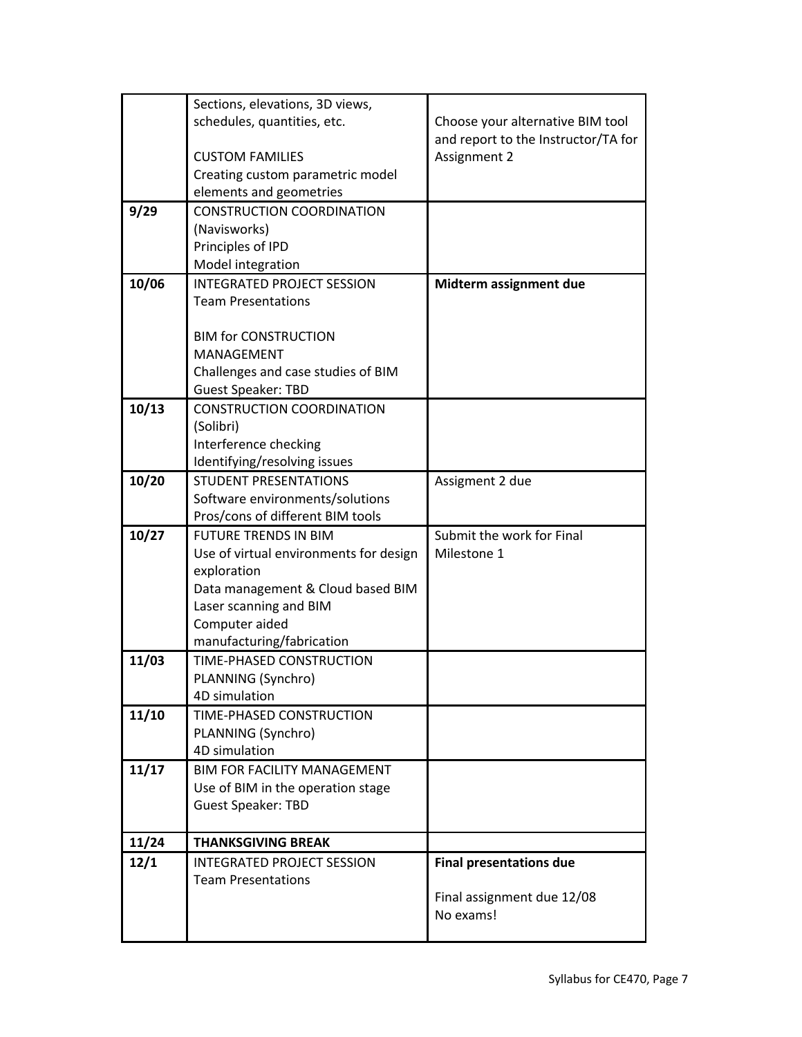| | | |
|---|---|---|
| | Sections, elevations, 3D views, schedules, quantities, etc.<br><br>CUSTOM FAMILIES<br>Creating custom parametric model elements and geometries | Choose your alternative BIM tool and report to the Instructor/TA for Assignment 2 |
| **9/29** | CONSTRUCTION COORDINATION (Navisworks)<br>Principles of IPD<br>Model integration | |
| **10/06** | INTEGRATED PROJECT SESSION<br>Team Presentations<br><br>BIM for CONSTRUCTION MANAGEMENT<br>Challenges and case studies of BIM<br>Guest Speaker: TBD | **Midterm assignment due** |
| **10/13** | CONSTRUCTION COORDINATION (Solibri)<br>Interference checking<br>Identifying/resolving issues | |
| **10/20** | STUDENT PRESENTATIONS<br>Software environments/solutions<br>Pros/cons of different BIM tools | Assigment 2 due |
| **10/27** | FUTURE TRENDS IN BIM<br>Use of virtual environments for design exploration<br>Data management & Cloud based BIM<br>Laser scanning and BIM<br>Computer aided manufacturing/fabrication | Submit the work for Final Milestone 1 |
| **11/03** | TIME-PHASED CONSTRUCTION PLANNING (Synchro)<br>4D simulation | |
| **11/10** | TIME-PHASED CONSTRUCTION PLANNING (Synchro)<br>4D simulation | |
| **11/17** | BIM FOR FACILITY MANAGEMENT<br>Use of BIM in the operation stage<br>Guest Speaker: TBD | |
| **11/24** | **THANKSGIVING BREAK** | |
| **12/1** | INTEGRATED PROJECT SESSION<br>Team Presentations | **Final presentations due**<br><br>Final assignment due 12/08<br>No exams! |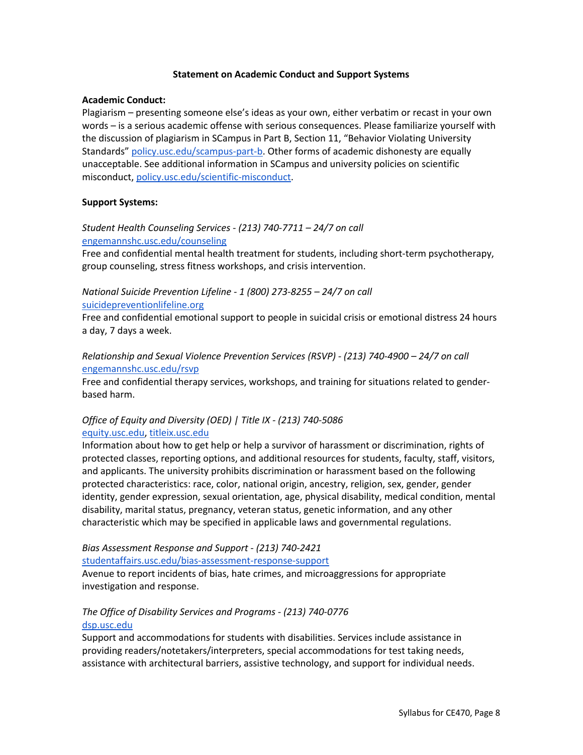## Statement on Academic Conduct and Support Systems

**Academic Conduct:**

Plagiarism – presenting someone else's ideas as your own, either verbatim or recast in your own words – is a serious academic offense with serious consequences. Please familiarize yourself with the discussion of plagiarism in SCampus in Part B, Section 11, "Behavior Violating University Standards" [policy.usc.edu/scampus-part-b](policy.usc.edu/scampus-part-b). Other forms of academic dishonesty are equally unacceptable. See additional information in SCampus and university policies on scientific misconduct, [policy.usc.edu/scientific-misconduct](policy.usc.edu/scientific-misconduct).

**Support Systems:**

*Student Health Counseling Services - (213) 740-7711 – 24/7 on call*
[engemannshc.usc.edu/counseling](engemannshc.usc.edu/counseling)
Free and confidential mental health treatment for students, including short-term psychotherapy, group counseling, stress fitness workshops, and crisis intervention.

*National Suicide Prevention Lifeline - 1 (800) 273-8255 – 24/7 on call*
[suicidepreventionlifeline.org](suicidepreventionlifeline.org)
Free and confidential emotional support to people in suicidal crisis or emotional distress 24 hours a day, 7 days a week.

*Relationship and Sexual Violence Prevention Services (RSVP) - (213) 740-4900 – 24/7 on call*
[engemannshc.usc.edu/rsvp](engemannshc.usc.edu/rsvp)
Free and confidential therapy services, workshops, and training for situations related to gender-based harm.

*Office of Equity and Diversity (OED) | Title IX - (213) 740-5086*
[equity.usc.edu](equity.usc.edu), [titleix.usc.edu](titleix.usc.edu)
Information about how to get help or help a survivor of harassment or discrimination, rights of protected classes, reporting options, and additional resources for students, faculty, staff, visitors, and applicants. The university prohibits discrimination or harassment based on the following protected characteristics: race, color, national origin, ancestry, religion, sex, gender, gender identity, gender expression, sexual orientation, age, physical disability, medical condition, mental disability, marital status, pregnancy, veteran status, genetic information, and any other characteristic which may be specified in applicable laws and governmental regulations.

*Bias Assessment Response and Support - (213) 740-2421*
[studentaffairs.usc.edu/bias-assessment-response-support](studentaffairs.usc.edu/bias-assessment-response-support)
Avenue to report incidents of bias, hate crimes, and microaggressions for appropriate investigation and response.

*The Office of Disability Services and Programs - (213) 740-0776*
[dsp.usc.edu](dsp.usc.edu)
Support and accommodations for students with disabilities. Services include assistance in providing readers/notetakers/interpreters, special accommodations for test taking needs, assistance with architectural barriers, assistive technology, and support for individual needs.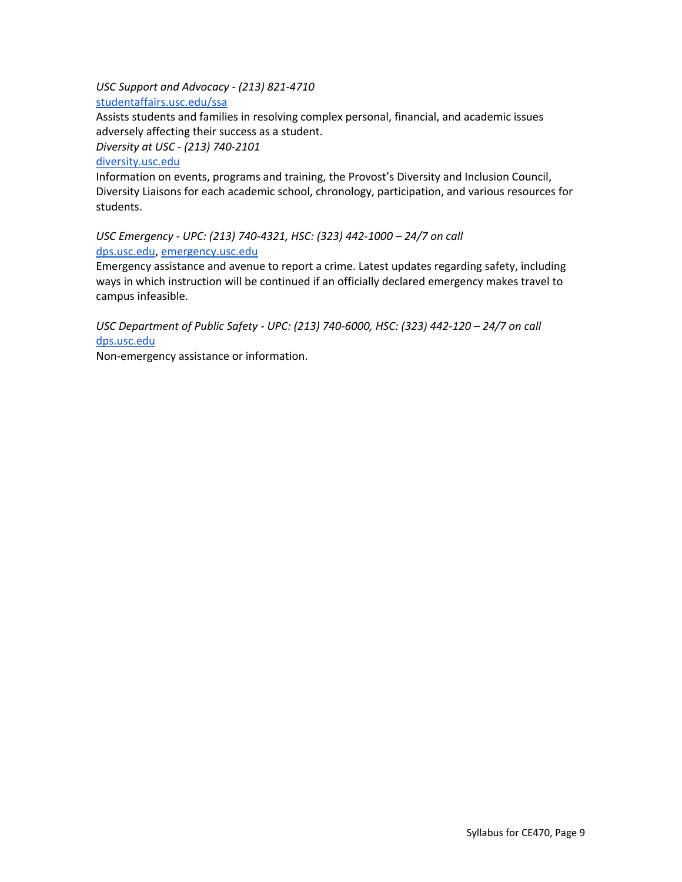*USC Support and Advocacy - (213) 821-4710*
studentaffairs.usc.edu/ssa
Assists students and families in resolving complex personal, financial, and academic issues adversely affecting their success as a student.
*Diversity at USC - (213) 740-2101*
diversity.usc.edu
Information on events, programs and training, the Provost's Diversity and Inclusion Council, Diversity Liaisons for each academic school, chronology, participation, and various resources for students.

*USC Emergency - UPC: (213) 740-4321, HSC: (323) 442-1000 – 24/7 on call*
dps.usc.edu, emergency.usc.edu
Emergency assistance and avenue to report a crime. Latest updates regarding safety, including ways in which instruction will be continued if an officially declared emergency makes travel to campus infeasible.

*USC Department of Public Safety - UPC: (213) 740-6000, HSC: (323) 442-120 – 24/7 on call*
dps.usc.edu
Non-emergency assistance or information.